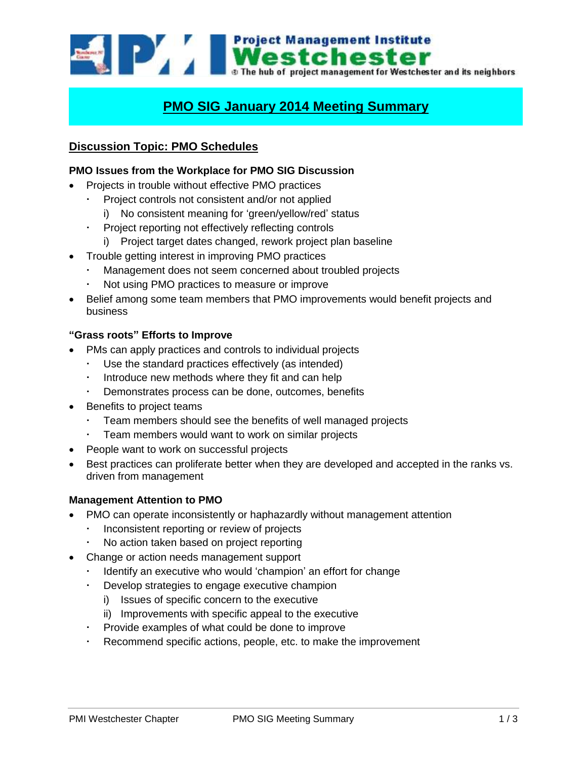# PMO SIG January 2014 Meeting Summary

## Discussion Topic: PMO Schedules

### PMO Issues from the Workplace for PMO SIG Discussion

- Projects in trouble without effective PMO practices
  - Project controls not consistent and/or not applied
    - i) No consistent meaning for 'green/yellow/red' status
  - Project reporting not effectively reflecting controls
    - i) Project target dates changed, rework project plan baseline
- Trouble getting interest in improving PMO practices
  - Management does not seem concerned about troubled projects
  - Not using PMO practices to measure or improve
- Belief among some team members that PMO improvements would benefit projects and business

### "Grass roots" Efforts to Improve

- PMs can apply practices and controls to individual projects
  - Use the standard practices effectively (as intended)
  - Introduce new methods where they fit and can help
  - Demonstrates process can be done, outcomes, benefits
- Benefits to project teams
  - Team members should see the benefits of well managed projects
  - Team members would want to work on similar projects
- People want to work on successful projects
- Best practices can proliferate better when they are developed and accepted in the ranks vs. driven from management

### Management Attention to PMO

- PMO can operate inconsistently or haphazardly without management attention
  - Inconsistent reporting or review of projects
  - No action taken based on project reporting
- Change or action needs management support
  - Identify an executive who would 'champion' an effort for change
  - Develop strategies to engage executive champion
    - i) Issues of specific concern to the executive
    - ii) Improvements with specific appeal to the executive
  - Provide examples of what could be done to improve
  - Recommend specific actions, people, etc. to make the improvement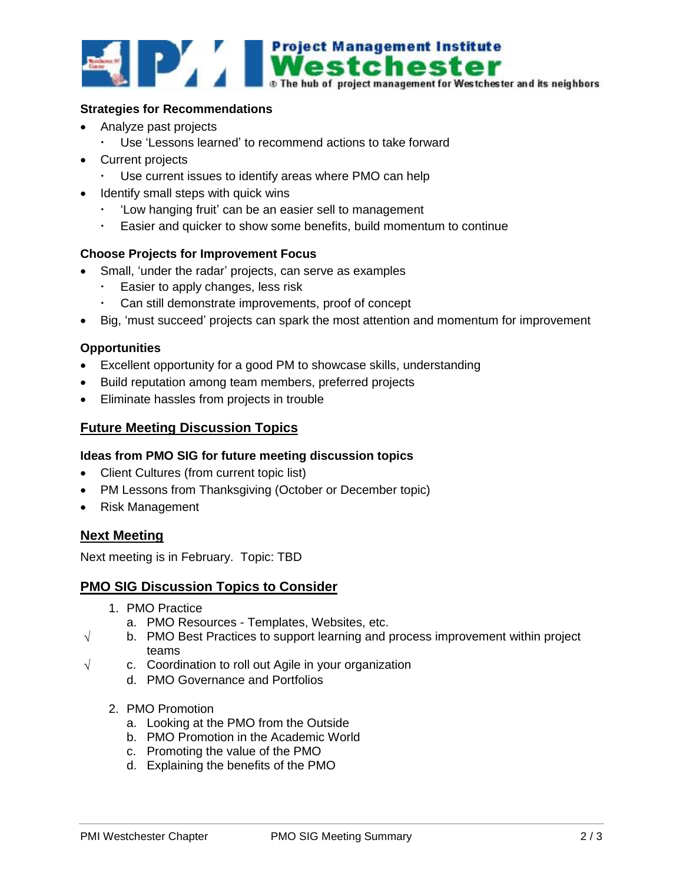### Strategies for Recommendations

- Analyze past projects
  - Use 'Lessons learned' to recommend actions to take forward
- Current projects
  - Use current issues to identify areas where PMO can help
- Identify small steps with quick wins
  - 'Low hanging fruit' can be an easier sell to management
  - Easier and quicker to show some benefits, build momentum to continue

### Choose Projects for Improvement Focus

- Small, 'under the radar' projects, can serve as examples
  - Easier to apply changes, less risk
  - Can still demonstrate improvements, proof of concept
- Big, 'must succeed' projects can spark the most attention and momentum for improvement

### Opportunities

- Excellent opportunity for a good PM to showcase skills, understanding
- Build reputation among team members, preferred projects
- Eliminate hassles from projects in trouble

## Future Meeting Discussion Topics

### Ideas from PMO SIG for future meeting discussion topics

- Client Cultures (from current topic list)
- PM Lessons from Thanksgiving (October or December topic)
- Risk Management

## Next Meeting

Next meeting is in February. Topic: TBD

## PMO SIG Discussion Topics to Consider

1. PMO Practice
   a. PMO Resources - Templates, Websites, etc.
   b. √ PMO Best Practices to support learning and process improvement within project teams
   c. √ Coordination to roll out Agile in your organization
   d. PMO Governance and Portfolios

2. PMO Promotion
   a. Looking at the PMO from the Outside
   b. PMO Promotion in the Academic World
   c. Promoting the value of the PMO
   d. Explaining the benefits of the PMO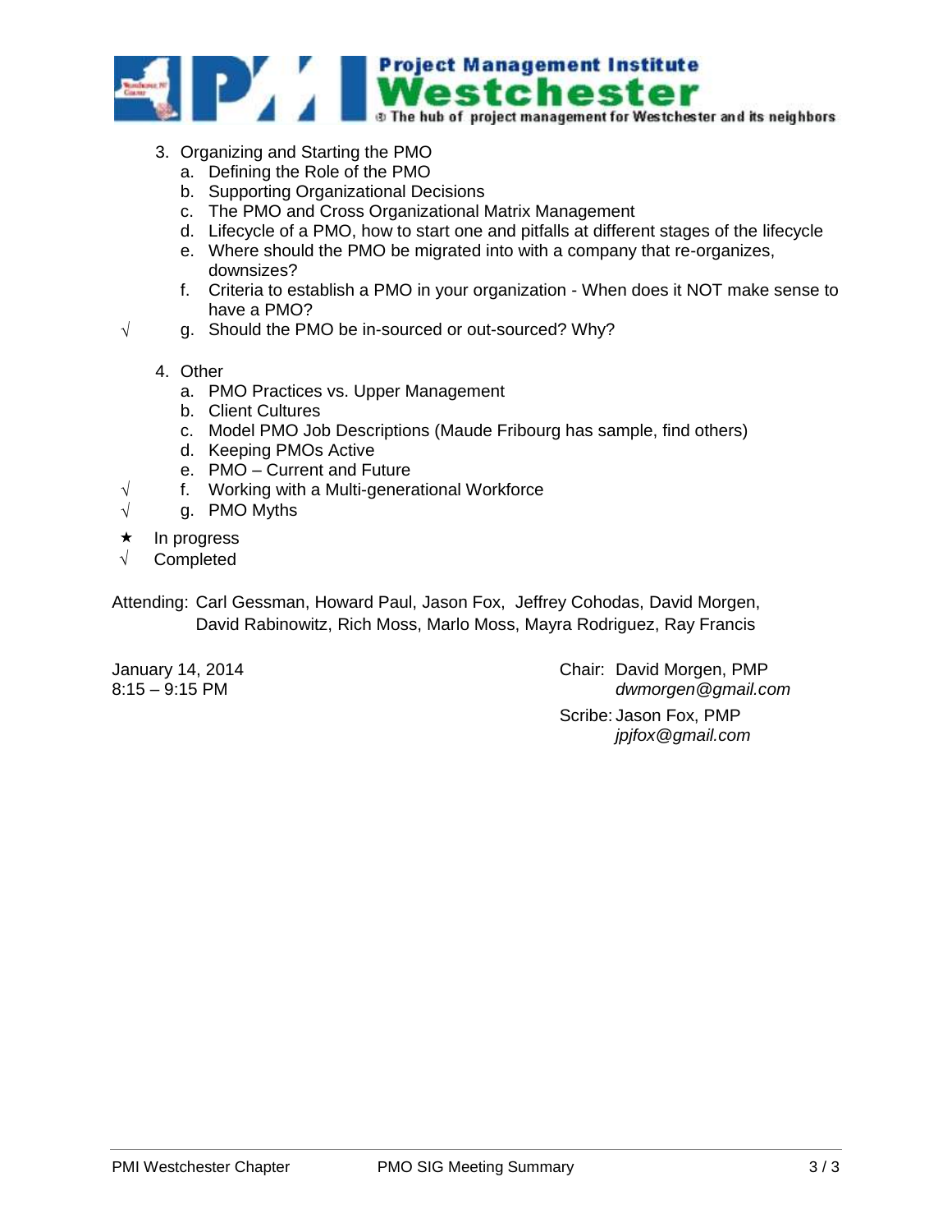3. Organizing and Starting the PMO
   a. Defining the Role of the PMO
   b. Supporting Organizational Decisions
   c. The PMO and Cross Organizational Matrix Management
   d. Lifecycle of a PMO, how to start one and pitfalls at different stages of the lifecycle
   e. Where should the PMO be migrated into with a company that re-organizes, downsizes?
   f. Criteria to establish a PMO in your organization - When does it NOT make sense to have a PMO?
   √ g. Should the PMO be in-sourced or out-sourced? Why?

4. Other
   a. PMO Practices vs. Upper Management
   b. Client Cultures
   c. Model PMO Job Descriptions (Maude Fribourg has sample, find others)
   d. Keeping PMOs Active
   e. PMO – Current and Future
   √ f. Working with a Multi-generational Workforce
   √ g. PMO Myths

★ In progress
√ Completed

Attending: Carl Gessman, Howard Paul, Jason Fox, Jeffrey Cohodas, David Morgen, David Rabinowitz, Rich Moss, Marlo Moss, Mayra Rodriguez, Ray Francis

January 14, 2014
8:15 – 9:15 PM

Chair: David Morgen, PMP
*dwmorgen@gmail.com*

Scribe: Jason Fox, PMP
*jpjfox@gmail.com*